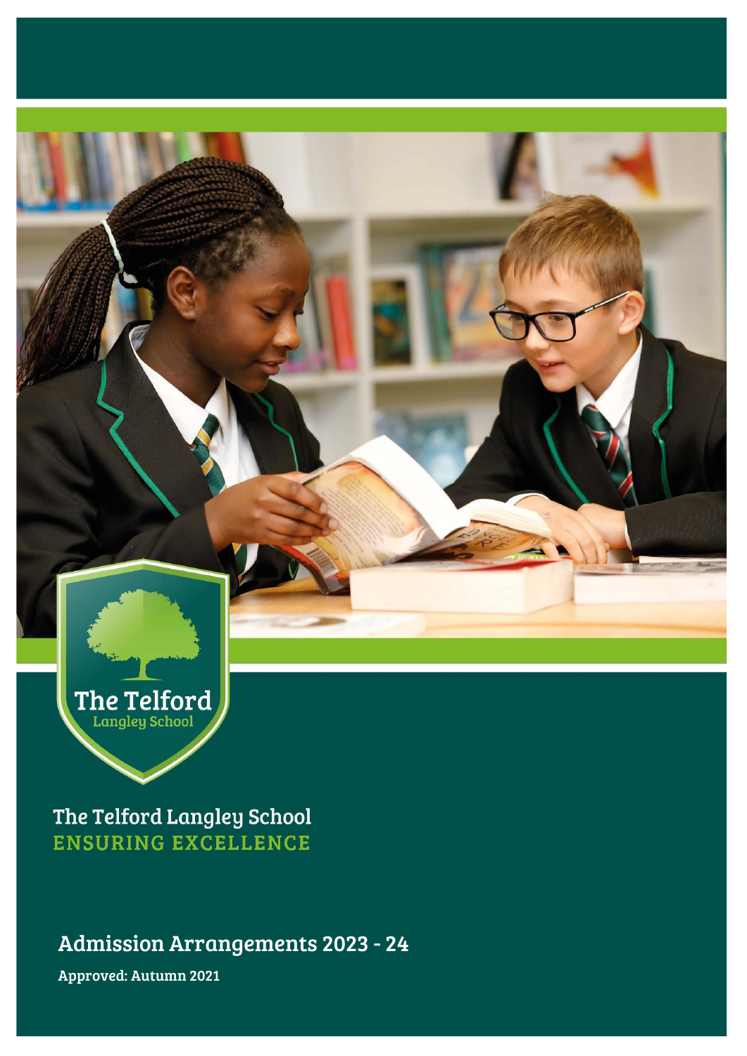The Telford
Langley School

The Telford Langley School
ENSURING EXCELLENCE

# Admission Arrangements 2023 - 24

**Approved: Autumn 2021**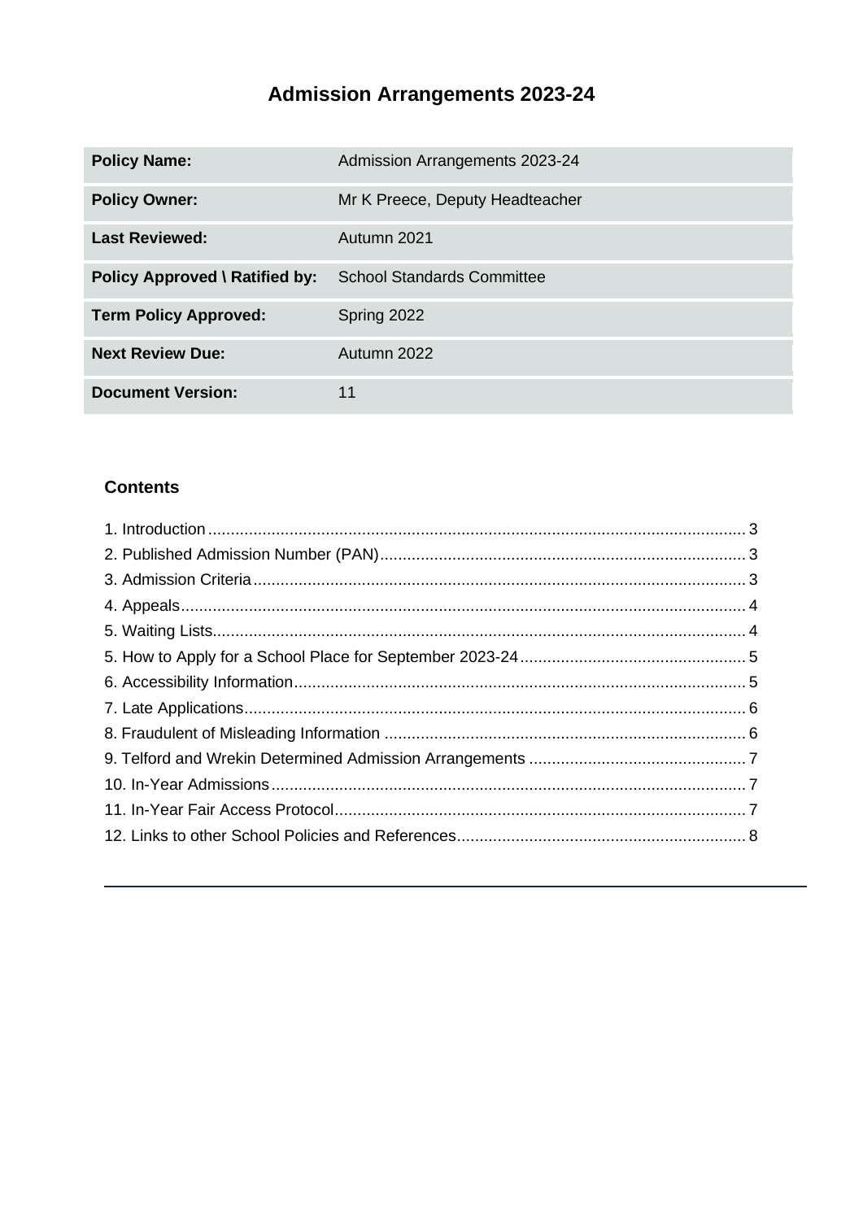# Admission Arrangements 2023-24

| **Policy Name:** | Admission Arrangements 2023-24 |
|---|---|
| **Policy Owner:** | Mr K Preece, Deputy Headteacher |
| **Last Reviewed:** | Autumn 2021 |
| **Policy Approved \ Ratified by:** | School Standards Committee |
| **Term Policy Approved:** | Spring 2022 |
| **Next Review Due:** | Autumn 2022 |
| **Document Version:** | 11 |

### Contents

1. Introduction ........ 3
2. Published Admission Number (PAN) ........ 3
3. Admission Criteria ........ 3
4. Appeals ........ 4
5. Waiting Lists ........ 4
5. How to Apply for a School Place for September 2023-24 ........ 5
6. Accessibility Information ........ 5
7. Late Applications ........ 6
8. Fraudulent of Misleading Information ........ 6
9. Telford and Wrekin Determined Admission Arrangements ........ 7
10. In-Year Admissions ........ 7
11. In-Year Fair Access Protocol ........ 7
12. Links to other School Policies and References ........ 8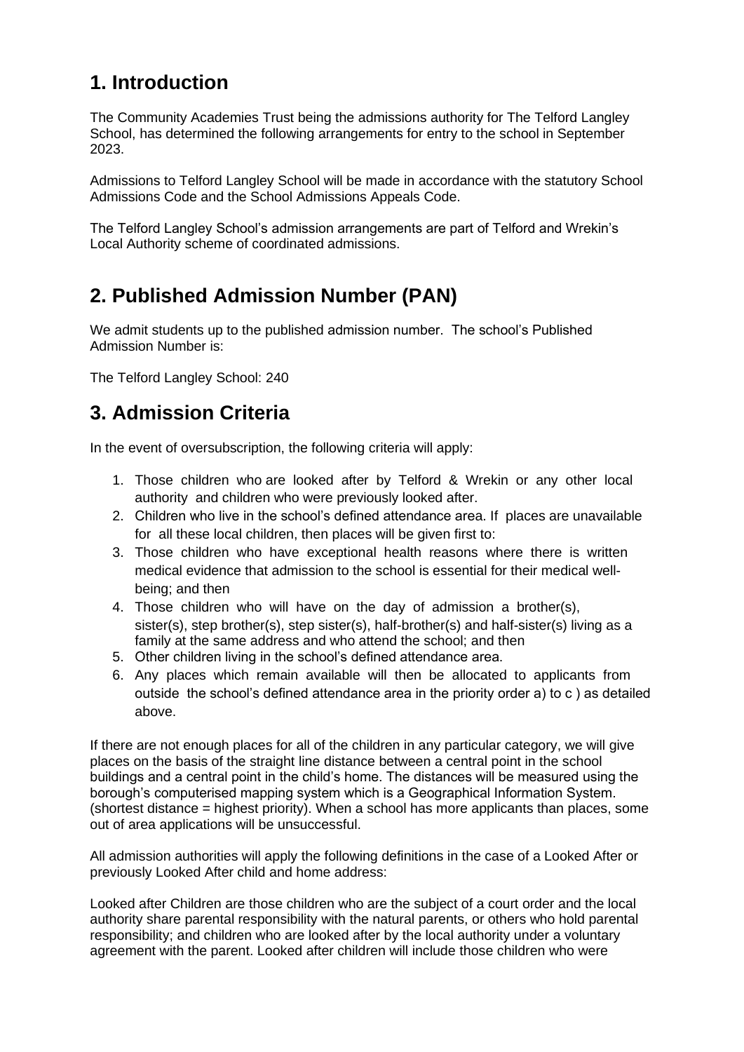## 1. Introduction

The Community Academies Trust being the admissions authority for The Telford Langley School, has determined the following arrangements for entry to the school in September 2023.

Admissions to Telford Langley School will be made in accordance with the statutory School Admissions Code and the School Admissions Appeals Code.

The Telford Langley School's admission arrangements are part of Telford and Wrekin's Local Authority scheme of coordinated admissions.

## 2. Published Admission Number (PAN)

We admit students up to the published admission number. The school's Published Admission Number is:

The Telford Langley School: 240

## 3. Admission Criteria

In the event of oversubscription, the following criteria will apply:

1. Those children who are looked after by Telford & Wrekin or any other local authority and children who were previously looked after.
2. Children who live in the school's defined attendance area. If places are unavailable for all these local children, then places will be given first to:
3. Those children who have exceptional health reasons where there is written medical evidence that admission to the school is essential for their medical well-being; and then
4. Those children who will have on the day of admission a brother(s), sister(s), step brother(s), step sister(s), half-brother(s) and half-sister(s) living as a family at the same address and who attend the school; and then
5. Other children living in the school's defined attendance area.
6. Any places which remain available will then be allocated to applicants from outside the school's defined attendance area in the priority order a) to c ) as detailed above.

If there are not enough places for all of the children in any particular category, we will give places on the basis of the straight line distance between a central point in the school buildings and a central point in the child's home. The distances will be measured using the borough's computerised mapping system which is a Geographical Information System. (shortest distance = highest priority). When a school has more applicants than places, some out of area applications will be unsuccessful.

All admission authorities will apply the following definitions in the case of a Looked After or previously Looked After child and home address:

Looked after Children are those children who are the subject of a court order and the local authority share parental responsibility with the natural parents, or others who hold parental responsibility; and children who are looked after by the local authority under a voluntary agreement with the parent. Looked after children will include those children who were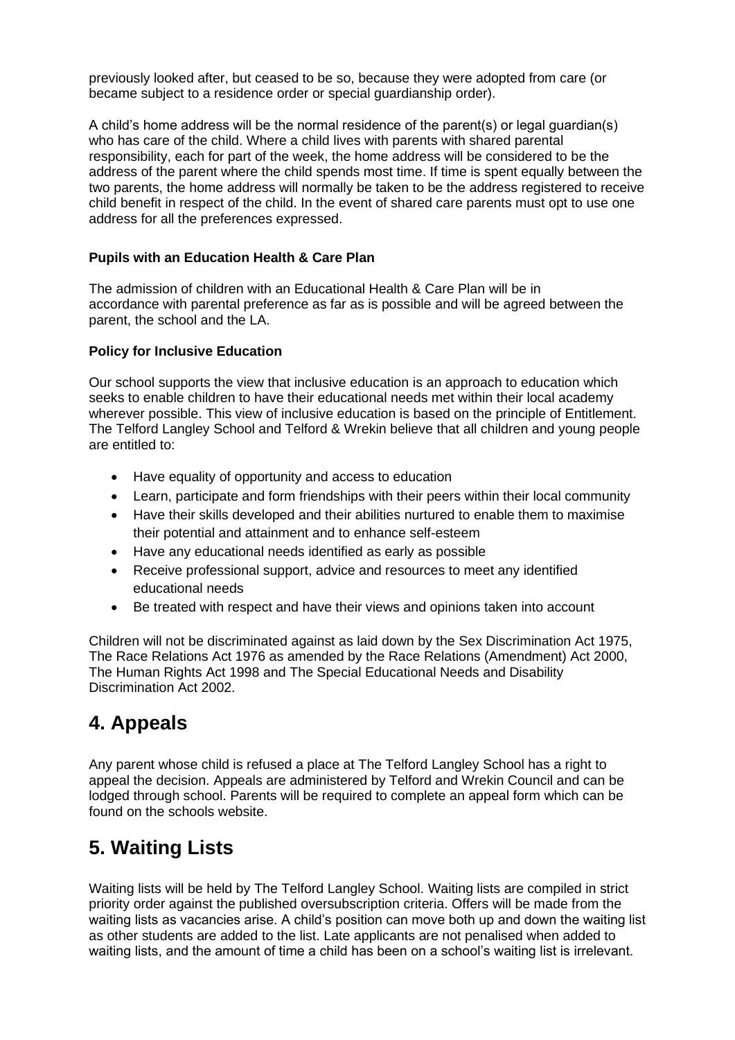previously looked after, but ceased to be so, because they were adopted from care (or became subject to a residence order or special guardianship order).

A child's home address will be the normal residence of the parent(s) or legal guardian(s) who has care of the child. Where a child lives with parents with shared parental responsibility, each for part of the week, the home address will be considered to be the address of the parent where the child spends most time. If time is spent equally between the two parents, the home address will normally be taken to be the address registered to receive child benefit in respect of the child. In the event of shared care parents must opt to use one address for all the preferences expressed.

**Pupils with an Education Health & Care Plan**

The admission of children with an Educational Health & Care Plan will be in accordance with parental preference as far as is possible and will be agreed between the parent, the school and the LA.

**Policy for Inclusive Education**

Our school supports the view that inclusive education is an approach to education which seeks to enable children to have their educational needs met within their local academy wherever possible. This view of inclusive education is based on the principle of Entitlement. The Telford Langley School and Telford & Wrekin believe that all children and young people are entitled to:

- Have equality of opportunity and access to education
- Learn, participate and form friendships with their peers within their local community
- Have their skills developed and their abilities nurtured to enable them to maximise their potential and attainment and to enhance self-esteem
- Have any educational needs identified as early as possible
- Receive professional support, advice and resources to meet any identified educational needs
- Be treated with respect and have their views and opinions taken into account

Children will not be discriminated against as laid down by the Sex Discrimination Act 1975, The Race Relations Act 1976 as amended by the Race Relations (Amendment) Act 2000, The Human Rights Act 1998 and The Special Educational Needs and Disability Discrimination Act 2002.

# 4. Appeals

Any parent whose child is refused a place at The Telford Langley School has a right to appeal the decision. Appeals are administered by Telford and Wrekin Council and can be lodged through school. Parents will be required to complete an appeal form which can be found on the schools website.

# 5. Waiting Lists

Waiting lists will be held by The Telford Langley School. Waiting lists are compiled in strict priority order against the published oversubscription criteria. Offers will be made from the waiting lists as vacancies arise. A child's position can move both up and down the waiting list as other students are added to the list. Late applicants are not penalised when added to waiting lists, and the amount of time a child has been on a school's waiting list is irrelevant.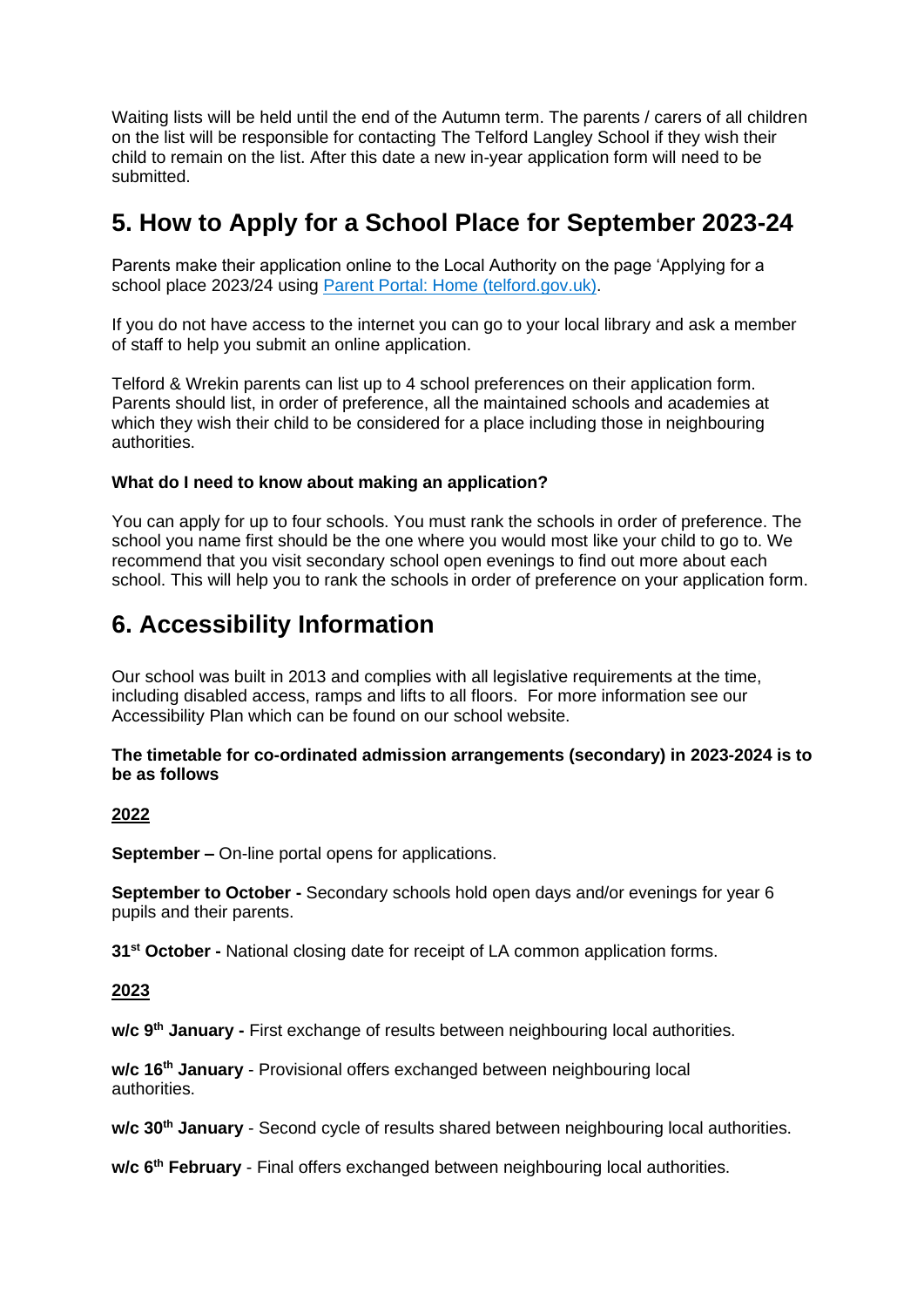Waiting lists will be held until the end of the Autumn term. The parents / carers of all children on the list will be responsible for contacting The Telford Langley School if they wish their child to remain on the list. After this date a new in-year application form will need to be submitted.

## 5. How to Apply for a School Place for September 2023-24

Parents make their application online to the Local Authority on the page 'Applying for a school place 2023/24 using [Parent Portal: Home (telford.gov.uk)](https://telford.gov.uk).

If you do not have access to the internet you can go to your local library and ask a member of staff to help you submit an online application.

Telford & Wrekin parents can list up to 4 school preferences on their application form. Parents should list, in order of preference, all the maintained schools and academies at which they wish their child to be considered for a place including those in neighbouring authorities.

**What do I need to know about making an application?**

You can apply for up to four schools. You must rank the schools in order of preference. The school you name first should be the one where you would most like your child to go to. We recommend that you visit secondary school open evenings to find out more about each school. This will help you to rank the schools in order of preference on your application form.

## 6. Accessibility Information

Our school was built in 2013 and complies with all legislative requirements at the time, including disabled access, ramps and lifts to all floors. For more information see our Accessibility Plan which can be found on our school website.

**The timetable for co-ordinated admission arrangements (secondary) in 2023-2024 is to be as follows**

**<u>2022</u>**

**September –** On-line portal opens for applications.

**September to October -** Secondary schools hold open days and/or evenings for year 6 pupils and their parents.

**31st October -** National closing date for receipt of LA common application forms.

**<u>2023</u>**

**w/c 9th January -** First exchange of results between neighbouring local authorities.

**w/c 16th January** - Provisional offers exchanged between neighbouring local authorities.

**w/c 30th January** - Second cycle of results shared between neighbouring local authorities.

**w/c 6th February** - Final offers exchanged between neighbouring local authorities.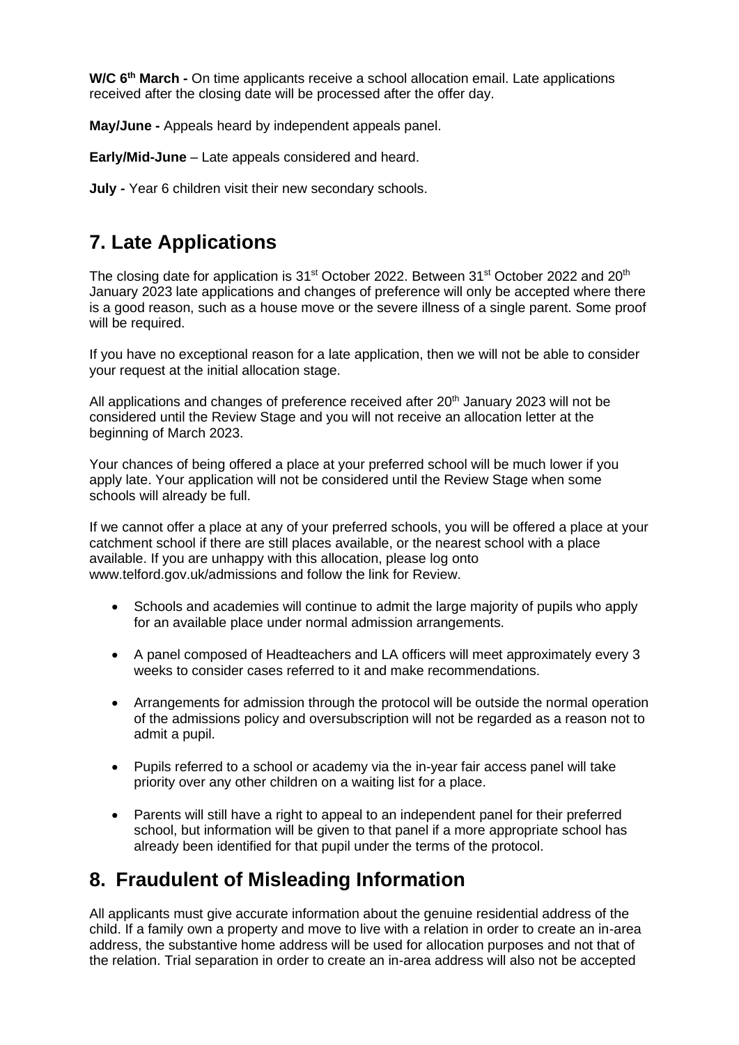**W/C 6th March -** On time applicants receive a school allocation email. Late applications received after the closing date will be processed after the offer day.

**May/June -** Appeals heard by independent appeals panel.

**Early/Mid-June** – Late appeals considered and heard.

**July -** Year 6 children visit their new secondary schools.

## 7. Late Applications

The closing date for application is 31st October 2022. Between 31st October 2022 and 20th January 2023 late applications and changes of preference will only be accepted where there is a good reason, such as a house move or the severe illness of a single parent. Some proof will be required.

If you have no exceptional reason for a late application, then we will not be able to consider your request at the initial allocation stage.

All applications and changes of preference received after 20th January 2023 will not be considered until the Review Stage and you will not receive an allocation letter at the beginning of March 2023.

Your chances of being offered a place at your preferred school will be much lower if you apply late. Your application will not be considered until the Review Stage when some schools will already be full.

If we cannot offer a place at any of your preferred schools, you will be offered a place at your catchment school if there are still places available, or the nearest school with a place available. If you are unhappy with this allocation, please log onto www.telford.gov.uk/admissions and follow the link for Review.

- Schools and academies will continue to admit the large majority of pupils who apply for an available place under normal admission arrangements.
- A panel composed of Headteachers and LA officers will meet approximately every 3 weeks to consider cases referred to it and make recommendations.
- Arrangements for admission through the protocol will be outside the normal operation of the admissions policy and oversubscription will not be regarded as a reason not to admit a pupil.
- Pupils referred to a school or academy via the in-year fair access panel will take priority over any other children on a waiting list for a place.
- Parents will still have a right to appeal to an independent panel for their preferred school, but information will be given to that panel if a more appropriate school has already been identified for that pupil under the terms of the protocol.

## 8. Fraudulent of Misleading Information

All applicants must give accurate information about the genuine residential address of the child. If a family own a property and move to live with a relation in order to create an in-area address, the substantive home address will be used for allocation purposes and not that of the relation. Trial separation in order to create an in-area address will also not be accepted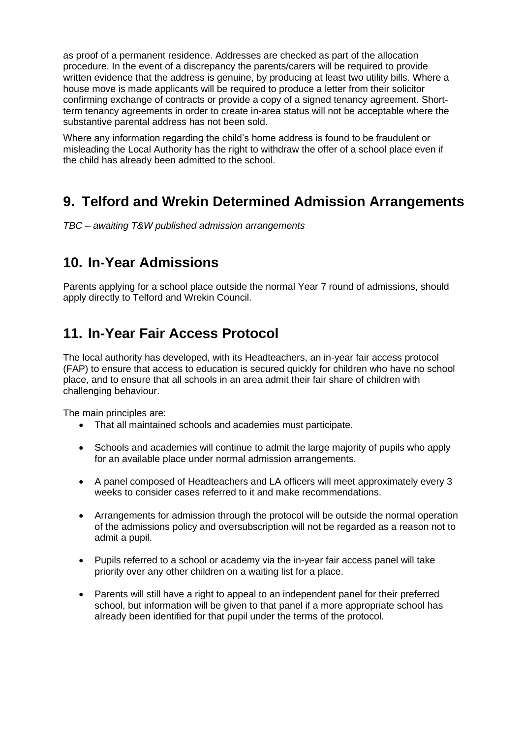as proof of a permanent residence. Addresses are checked as part of the allocation procedure. In the event of a discrepancy the parents/carers will be required to provide written evidence that the address is genuine, by producing at least two utility bills. Where a house move is made applicants will be required to produce a letter from their solicitor confirming exchange of contracts or provide a copy of a signed tenancy agreement. Short-term tenancy agreements in order to create in-area status will not be acceptable where the substantive parental address has not been sold.

Where any information regarding the child's home address is found to be fraudulent or misleading the Local Authority has the right to withdraw the offer of a school place even if the child has already been admitted to the school.

## 9. Telford and Wrekin Determined Admission Arrangements

*TBC – awaiting T&W published admission arrangements*

## 10. In-Year Admissions

Parents applying for a school place outside the normal Year 7 round of admissions, should apply directly to Telford and Wrekin Council.

## 11. In-Year Fair Access Protocol

The local authority has developed, with its Headteachers, an in-year fair access protocol (FAP) to ensure that access to education is secured quickly for children who have no school place, and to ensure that all schools in an area admit their fair share of children with challenging behaviour.

The main principles are:

- That all maintained schools and academies must participate.
- Schools and academies will continue to admit the large majority of pupils who apply for an available place under normal admission arrangements.
- A panel composed of Headteachers and LA officers will meet approximately every 3 weeks to consider cases referred to it and make recommendations.
- Arrangements for admission through the protocol will be outside the normal operation of the admissions policy and oversubscription will not be regarded as a reason not to admit a pupil.
- Pupils referred to a school or academy via the in-year fair access panel will take priority over any other children on a waiting list for a place.
- Parents will still have a right to appeal to an independent panel for their preferred school, but information will be given to that panel if a more appropriate school has already been identified for that pupil under the terms of the protocol.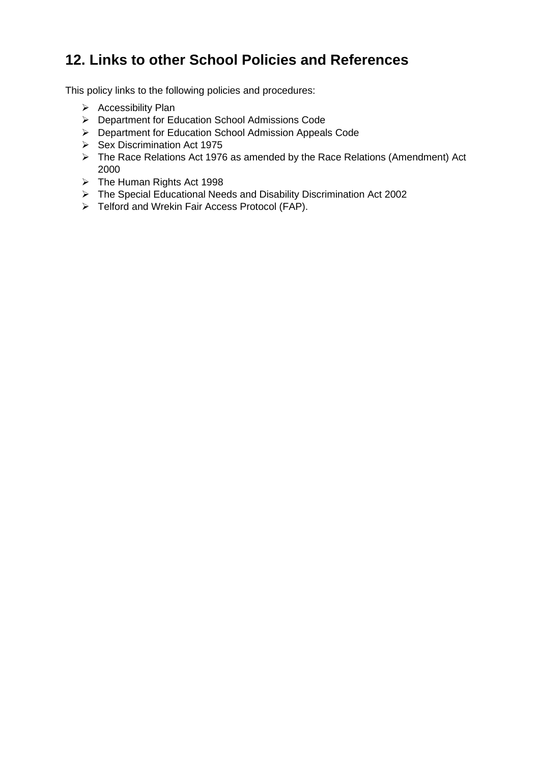## 12. Links to other School Policies and References

This policy links to the following policies and procedures:

- Accessibility Plan
- Department for Education School Admissions Code
- Department for Education School Admission Appeals Code
- Sex Discrimination Act 1975
- The Race Relations Act 1976 as amended by the Race Relations (Amendment) Act 2000
- The Human Rights Act 1998
- The Special Educational Needs and Disability Discrimination Act 2002
- Telford and Wrekin Fair Access Protocol (FAP).